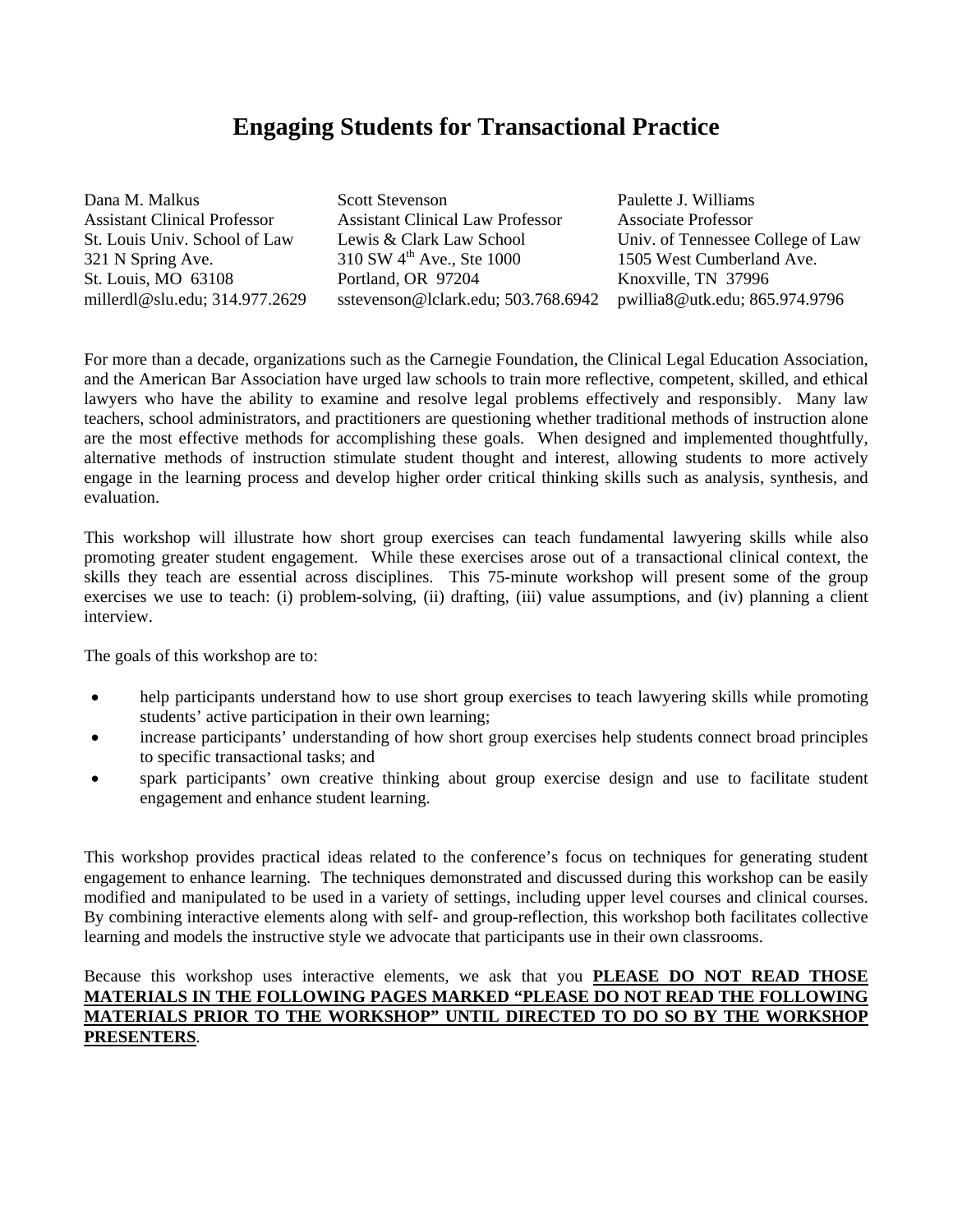# Engaging Students for Transactional Practice

Dana M. Malkus
Assistant Clinical Professor
St. Louis Univ. School of Law
321 N Spring Ave.
St. Louis, MO 63108
millerdl@slu.edu; 314.977.2629

Scott Stevenson
Assistant Clinical Law Professor
Lewis & Clark Law School
310 SW 4th Ave., Ste 1000
Portland, OR 97204
sstevenson@lclark.edu; 503.768.6942

Paulette J. Williams
Associate Professor
Univ. of Tennessee College of Law
1505 West Cumberland Ave.
Knoxville, TN 37996
pwillia8@utk.edu; 865.974.9796

For more than a decade, organizations such as the Carnegie Foundation, the Clinical Legal Education Association, and the American Bar Association have urged law schools to train more reflective, competent, skilled, and ethical lawyers who have the ability to examine and resolve legal problems effectively and responsibly. Many law teachers, school administrators, and practitioners are questioning whether traditional methods of instruction alone are the most effective methods for accomplishing these goals. When designed and implemented thoughtfully, alternative methods of instruction stimulate student thought and interest, allowing students to more actively engage in the learning process and develop higher order critical thinking skills such as analysis, synthesis, and evaluation.

This workshop will illustrate how short group exercises can teach fundamental lawyering skills while also promoting greater student engagement. While these exercises arose out of a transactional clinical context, the skills they teach are essential across disciplines. This 75-minute workshop will present some of the group exercises we use to teach: (i) problem-solving, (ii) drafting, (iii) value assumptions, and (iv) planning a client interview.

The goals of this workshop are to:

- help participants understand how to use short group exercises to teach lawyering skills while promoting students' active participation in their own learning;
- increase participants' understanding of how short group exercises help students connect broad principles to specific transactional tasks; and
- spark participants' own creative thinking about group exercise design and use to facilitate student engagement and enhance student learning.

This workshop provides practical ideas related to the conference's focus on techniques for generating student engagement to enhance learning. The techniques demonstrated and discussed during this workshop can be easily modified and manipulated to be used in a variety of settings, including upper level courses and clinical courses. By combining interactive elements along with self- and group-reflection, this workshop both facilitates collective learning and models the instructive style we advocate that participants use in their own classrooms.

Because this workshop uses interactive elements, we ask that you **PLEASE DO NOT READ THOSE MATERIALS IN THE FOLLOWING PAGES MARKED "PLEASE DO NOT READ THE FOLLOWING MATERIALS PRIOR TO THE WORKSHOP" UNTIL DIRECTED TO DO SO BY THE WORKSHOP PRESENTERS**.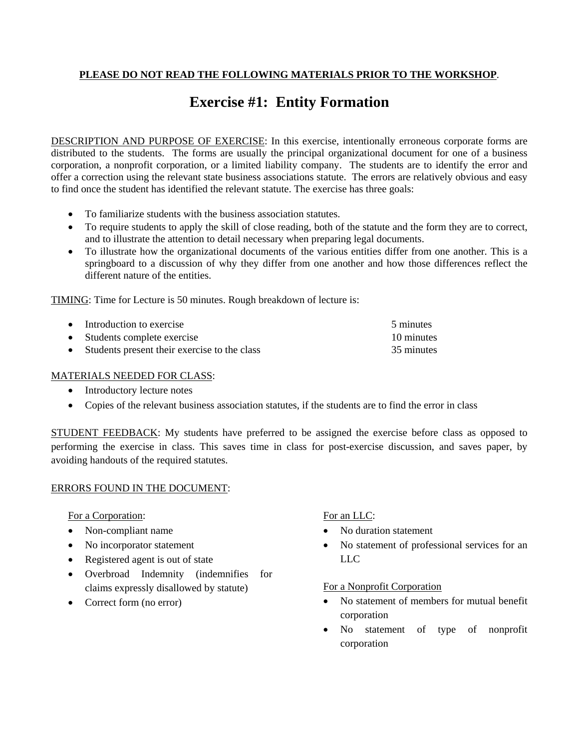**PLEASE DO NOT READ THE FOLLOWING MATERIALS PRIOR TO THE WORKSHOP**.

# Exercise #1: Entity Formation

DESCRIPTION AND PURPOSE OF EXERCISE: In this exercise, intentionally erroneous corporate forms are distributed to the students. The forms are usually the principal organizational document for one of a business corporation, a nonprofit corporation, or a limited liability company. The students are to identify the error and offer a correction using the relevant state business associations statute. The errors are relatively obvious and easy to find once the student has identified the relevant statute. The exercise has three goals:

- To familiarize students with the business association statutes.
- To require students to apply the skill of close reading, both of the statute and the form they are to correct, and to illustrate the attention to detail necessary when preparing legal documents.
- To illustrate how the organizational documents of the various entities differ from one another. This is a springboard to a discussion of why they differ from one another and how those differences reflect the different nature of the entities.

TIMING: Time for Lecture is 50 minutes. Rough breakdown of lecture is:

- Introduction to exercise — 5 minutes
- Students complete exercise — 10 minutes
- Students present their exercise to the class — 35 minutes

MATERIALS NEEDED FOR CLASS:

- Introductory lecture notes
- Copies of the relevant business association statutes, if the students are to find the error in class

STUDENT FEEDBACK: My students have preferred to be assigned the exercise before class as opposed to performing the exercise in class. This saves time in class for post-exercise discussion, and saves paper, by avoiding handouts of the required statutes.

ERRORS FOUND IN THE DOCUMENT:

For a Corporation:

- Non-compliant name
- No incorporator statement
- Registered agent is out of state
- Overbroad Indemnity (indemnifies for claims expressly disallowed by statute)
- Correct form (no error)

For an LLC:

- No duration statement
- No statement of professional services for an LLC

For a Nonprofit Corporation

- No statement of members for mutual benefit corporation
- No statement of type of nonprofit corporation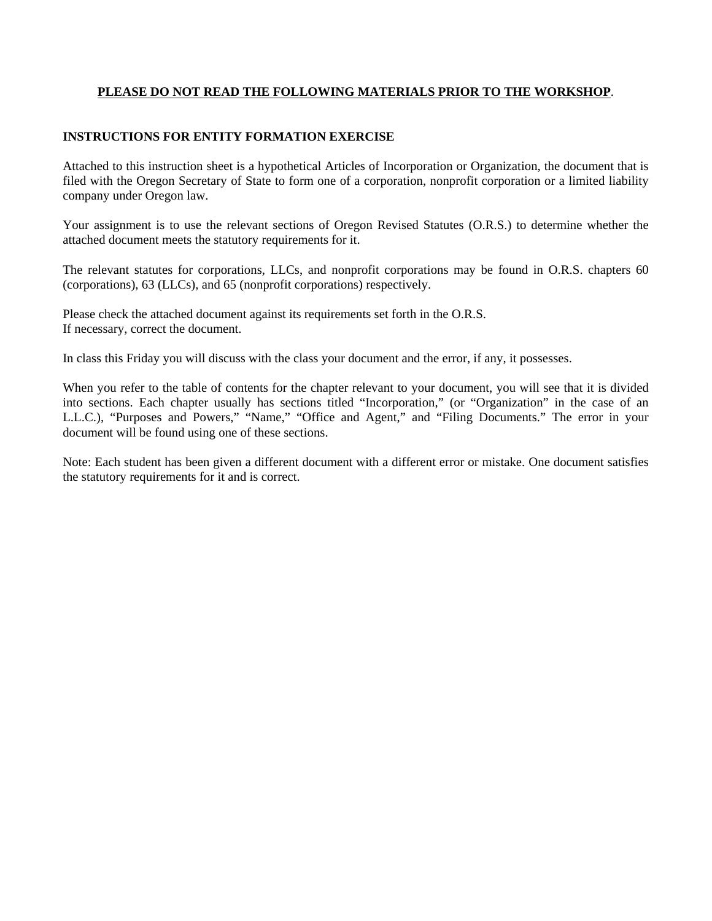**<u>PLEASE DO NOT READ THE FOLLOWING MATERIALS PRIOR TO THE WORKSHOP</u>.**

**INSTRUCTIONS FOR ENTITY FORMATION EXERCISE**

Attached to this instruction sheet is a hypothetical Articles of Incorporation or Organization, the document that is filed with the Oregon Secretary of State to form one of a corporation, nonprofit corporation or a limited liability company under Oregon law.

Your assignment is to use the relevant sections of Oregon Revised Statutes (O.R.S.) to determine whether the attached document meets the statutory requirements for it.

The relevant statutes for corporations, LLCs, and nonprofit corporations may be found in O.R.S. chapters 60 (corporations), 63 (LLCs), and 65 (nonprofit corporations) respectively.

Please check the attached document against its requirements set forth in the O.R.S.
If necessary, correct the document.

In class this Friday you will discuss with the class your document and the error, if any, it possesses.

When you refer to the table of contents for the chapter relevant to your document, you will see that it is divided into sections. Each chapter usually has sections titled "Incorporation," (or "Organization" in the case of an L.L.C.), "Purposes and Powers," "Name," "Office and Agent," and "Filing Documents." The error in your document will be found using one of these sections.

Note: Each student has been given a different document with a different error or mistake. One document satisfies the statutory requirements for it and is correct.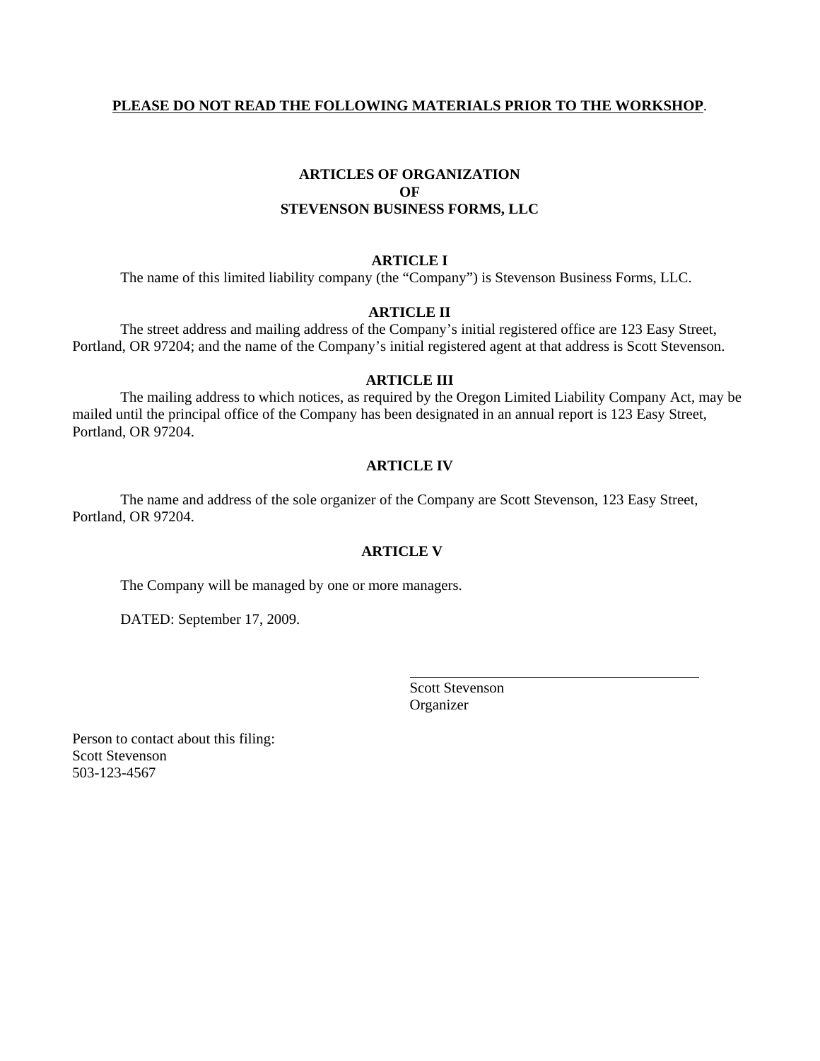**PLEASE DO NOT READ THE FOLLOWING MATERIALS PRIOR TO THE WORKSHOP**.

# ARTICLES OF ORGANIZATION
# OF
# STEVENSON BUSINESS FORMS, LLC

## ARTICLE I

The name of this limited liability company (the "Company") is Stevenson Business Forms, LLC.

## ARTICLE II

The street address and mailing address of the Company's initial registered office are 123 Easy Street, Portland, OR 97204; and the name of the Company's initial registered agent at that address is Scott Stevenson.

## ARTICLE III

The mailing address to which notices, as required by the Oregon Limited Liability Company Act, may be mailed until the principal office of the Company has been designated in an annual report is 123 Easy Street, Portland, OR 97204.

## ARTICLE IV

The name and address of the sole organizer of the Company are Scott Stevenson, 123 Easy Street, Portland, OR 97204.

## ARTICLE V

The Company will be managed by one or more managers.

DATED: September 17, 2009.

\_\_\_\_\_\_\_\_\_\_\_\_\_\_\_\_\_\_\_\_\_\_\_\_\_\_\_\_\_\_\_\_\_\_\_\_\_\_\_\_

Scott Stevenson
Organizer

Person to contact about this filing:
Scott Stevenson
503-123-4567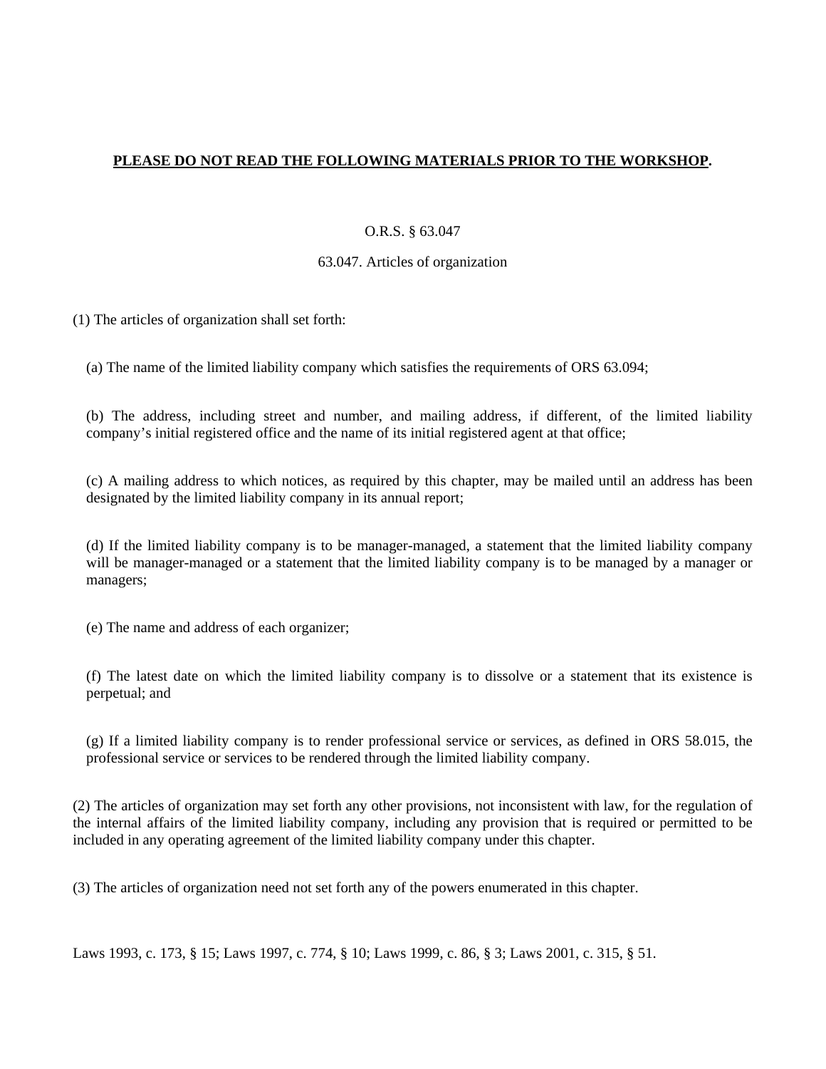**PLEASE DO NOT READ THE FOLLOWING MATERIALS PRIOR TO THE WORKSHOP.**

O.R.S. § 63.047

63.047. Articles of organization

(1) The articles of organization shall set forth:

(a) The name of the limited liability company which satisfies the requirements of ORS 63.094;

(b) The address, including street and number, and mailing address, if different, of the limited liability company's initial registered office and the name of its initial registered agent at that office;

(c) A mailing address to which notices, as required by this chapter, may be mailed until an address has been designated by the limited liability company in its annual report;

(d) If the limited liability company is to be manager-managed, a statement that the limited liability company will be manager-managed or a statement that the limited liability company is to be managed by a manager or managers;

(e) The name and address of each organizer;

(f) The latest date on which the limited liability company is to dissolve or a statement that its existence is perpetual; and

(g) If a limited liability company is to render professional service or services, as defined in ORS 58.015, the professional service or services to be rendered through the limited liability company.

(2) The articles of organization may set forth any other provisions, not inconsistent with law, for the regulation of the internal affairs of the limited liability company, including any provision that is required or permitted to be included in any operating agreement of the limited liability company under this chapter.

(3) The articles of organization need not set forth any of the powers enumerated in this chapter.

Laws 1993, c. 173, § 15; Laws 1997, c. 774, § 10; Laws 1999, c. 86, § 3; Laws 2001, c. 315, § 51.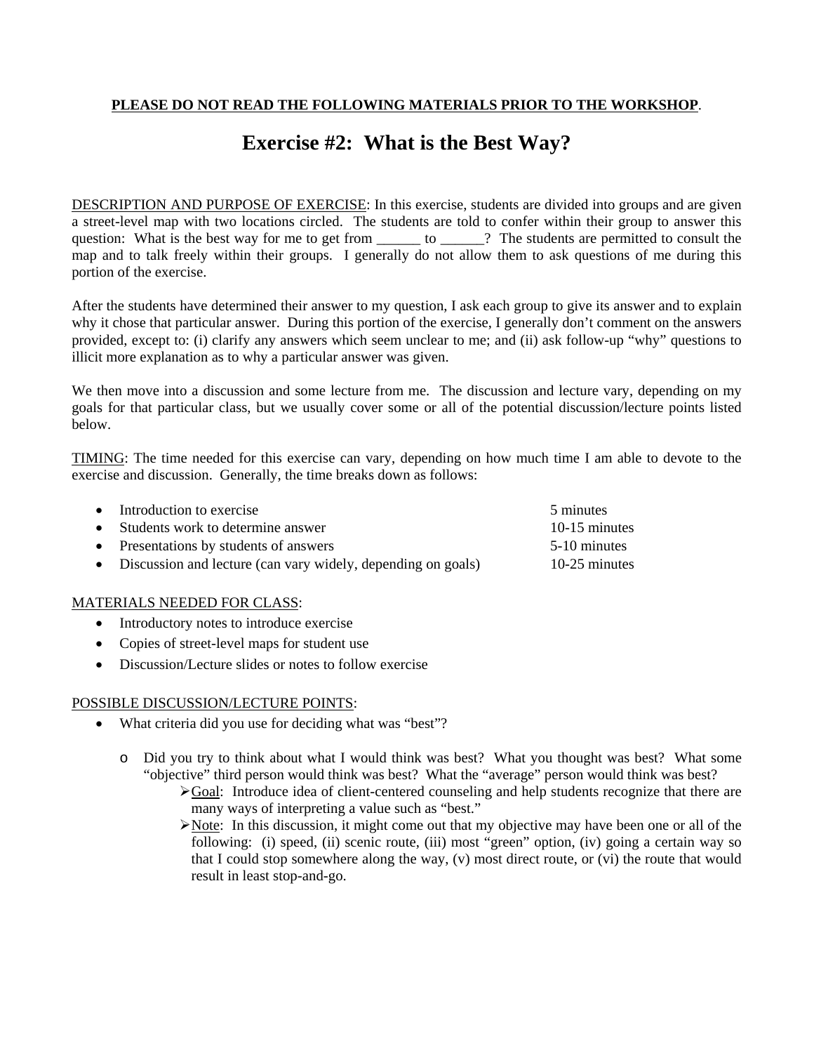**PLEASE DO NOT READ THE FOLLOWING MATERIALS PRIOR TO THE WORKSHOP**.

# Exercise #2: What is the Best Way?

DESCRIPTION AND PURPOSE OF EXERCISE: In this exercise, students are divided into groups and are given a street-level map with two locations circled. The students are told to confer within their group to answer this question: What is the best way for me to get from ______ to ______? The students are permitted to consult the map and to talk freely within their groups. I generally do not allow them to ask questions of me during this portion of the exercise.

After the students have determined their answer to my question, I ask each group to give its answer and to explain why it chose that particular answer. During this portion of the exercise, I generally don't comment on the answers provided, except to: (i) clarify any answers which seem unclear to me; and (ii) ask follow-up "why" questions to illicit more explanation as to why a particular answer was given.

We then move into a discussion and some lecture from me. The discussion and lecture vary, depending on my goals for that particular class, but we usually cover some or all of the potential discussion/lecture points listed below.

TIMING: The time needed for this exercise can vary, depending on how much time I am able to devote to the exercise and discussion. Generally, the time breaks down as follows:

- Introduction to exercise — 5 minutes
- Students work to determine answer — 10-15 minutes
- Presentations by students of answers — 5-10 minutes
- Discussion and lecture (can vary widely, depending on goals) — 10-25 minutes

MATERIALS NEEDED FOR CLASS:

- Introductory notes to introduce exercise
- Copies of street-level maps for student use
- Discussion/Lecture slides or notes to follow exercise

POSSIBLE DISCUSSION/LECTURE POINTS:

- What criteria did you use for deciding what was "best"?
  - Did you try to think about what I would think was best? What you thought was best? What some "objective" third person would think was best? What the "average" person would think was best?
    - Goal: Introduce idea of client-centered counseling and help students recognize that there are many ways of interpreting a value such as "best."
    - Note: In this discussion, it might come out that my objective may have been one or all of the following: (i) speed, (ii) scenic route, (iii) most "green" option, (iv) going a certain way so that I could stop somewhere along the way, (v) most direct route, or (vi) the route that would result in least stop-and-go.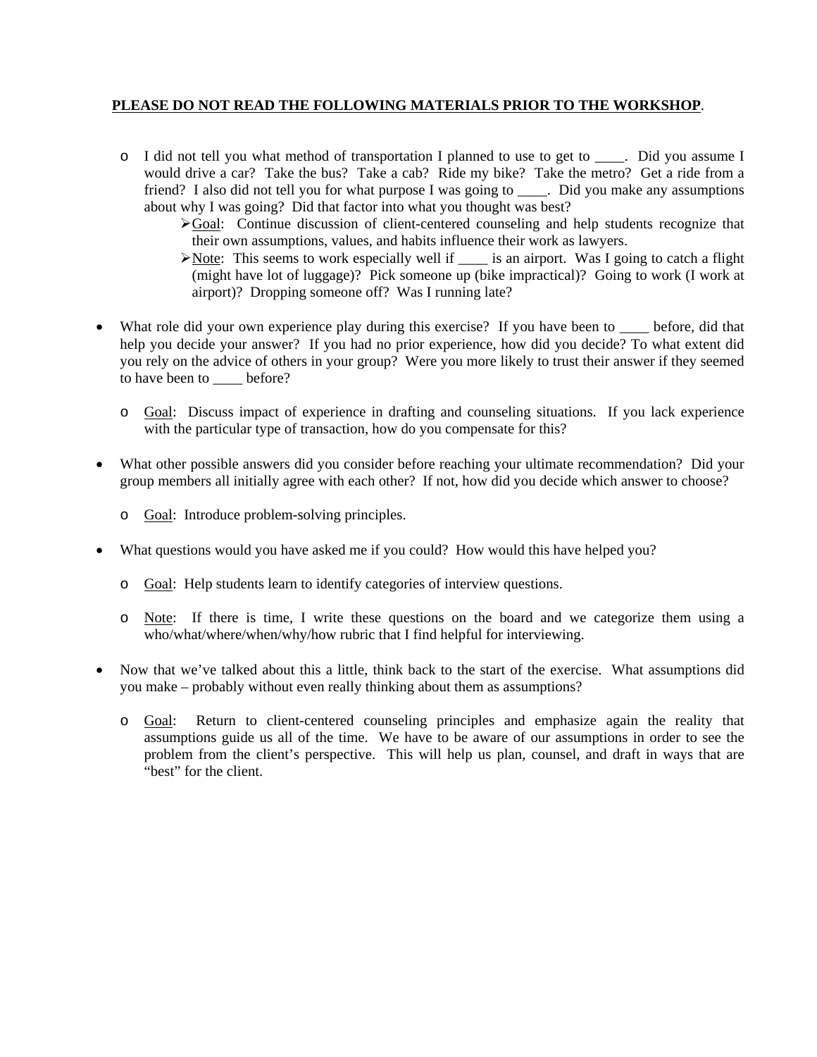**PLEASE DO NOT READ THE FOLLOWING MATERIALS PRIOR TO THE WORKSHOP**.

  - I did not tell you what method of transportation I planned to use to get to ____. Did you assume I would drive a car? Take the bus? Take a cab? Ride my bike? Take the metro? Get a ride from a friend? I also did not tell you for what purpose I was going to ____. Did you make any assumptions about why I was going? Did that factor into what you thought was best?
    - Goal: Continue discussion of client-centered counseling and help students recognize that their own assumptions, values, and habits influence their work as lawyers.
    - Note: This seems to work especially well if ____ is an airport. Was I going to catch a flight (might have lot of luggage)? Pick someone up (bike impractical)? Going to work (I work at airport)? Dropping someone off? Was I running late?

- What role did your own experience play during this exercise? If you have been to ____ before, did that help you decide your answer? If you had no prior experience, how did you decide? To what extent did you rely on the advice of others in your group? Were you more likely to trust their answer if they seemed to have been to ____ before?
  - Goal: Discuss impact of experience in drafting and counseling situations. If you lack experience with the particular type of transaction, how do you compensate for this?

- What other possible answers did you consider before reaching your ultimate recommendation? Did your group members all initially agree with each other? If not, how did you decide which answer to choose?
  - Goal: Introduce problem-solving principles.

- What questions would you have asked me if you could? How would this have helped you?
  - Goal: Help students learn to identify categories of interview questions.
  - Note: If there is time, I write these questions on the board and we categorize them using a who/what/where/when/why/how rubric that I find helpful for interviewing.

- Now that we've talked about this a little, think back to the start of the exercise. What assumptions did you make – probably without even really thinking about them as assumptions?
  - Goal: Return to client-centered counseling principles and emphasize again the reality that assumptions guide us all of the time. We have to be aware of our assumptions in order to see the problem from the client's perspective. This will help us plan, counsel, and draft in ways that are "best" for the client.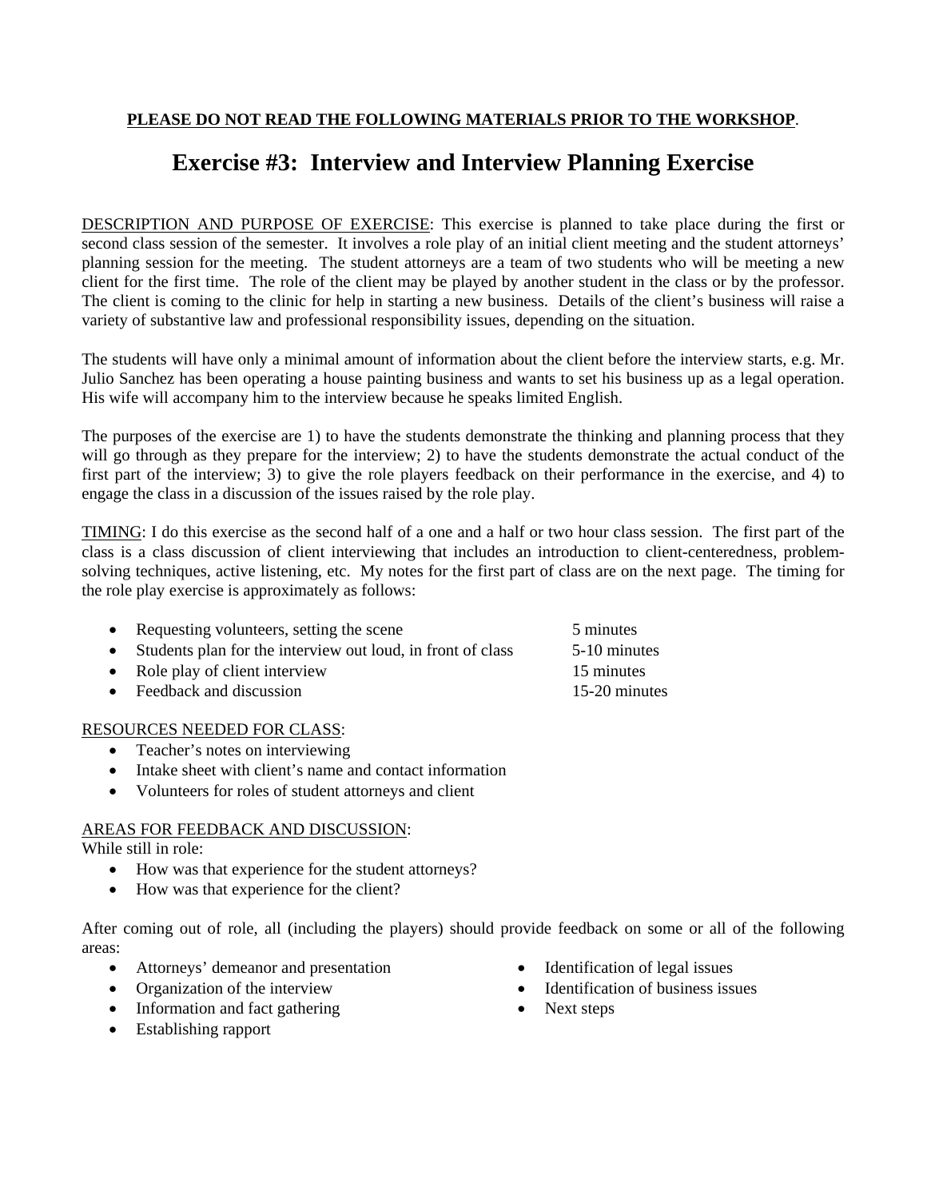**<u>PLEASE DO NOT READ THE FOLLOWING MATERIALS PRIOR TO THE WORKSHOP</u>**.

# Exercise #3: Interview and Interview Planning Exercise

<u>DESCRIPTION AND PURPOSE OF EXERCISE</u>: This exercise is planned to take place during the first or second class session of the semester. It involves a role play of an initial client meeting and the student attorneys' planning session for the meeting. The student attorneys are a team of two students who will be meeting a new client for the first time. The role of the client may be played by another student in the class or by the professor. The client is coming to the clinic for help in starting a new business. Details of the client's business will raise a variety of substantive law and professional responsibility issues, depending on the situation.

The students will have only a minimal amount of information about the client before the interview starts, e.g. Mr. Julio Sanchez has been operating a house painting business and wants to set his business up as a legal operation. His wife will accompany him to the interview because he speaks limited English.

The purposes of the exercise are 1) to have the students demonstrate the thinking and planning process that they will go through as they prepare for the interview; 2) to have the students demonstrate the actual conduct of the first part of the interview; 3) to give the role players feedback on their performance in the exercise, and 4) to engage the class in a discussion of the issues raised by the role play.

<u>TIMING</u>: I do this exercise as the second half of a one and a half or two hour class session. The first part of the class is a class discussion of client interviewing that includes an introduction to client-centeredness, problem-solving techniques, active listening, etc. My notes for the first part of class are on the next page. The timing for the role play exercise is approximately as follows:

- Requesting volunteers, setting the scene — 5 minutes
- Students plan for the interview out loud, in front of class — 5-10 minutes
- Role play of client interview — 15 minutes
- Feedback and discussion — 15-20 minutes

<u>RESOURCES NEEDED FOR CLASS</u>:

- Teacher's notes on interviewing
- Intake sheet with client's name and contact information
- Volunteers for roles of student attorneys and client

<u>AREAS FOR FEEDBACK AND DISCUSSION</u>:

While still in role:

- How was that experience for the student attorneys?
- How was that experience for the client?

After coming out of role, all (including the players) should provide feedback on some or all of the following areas:

- Attorneys' demeanor and presentation
- Organization of the interview
- Information and fact gathering
- Establishing rapport
- Identification of legal issues
- Identification of business issues
- Next steps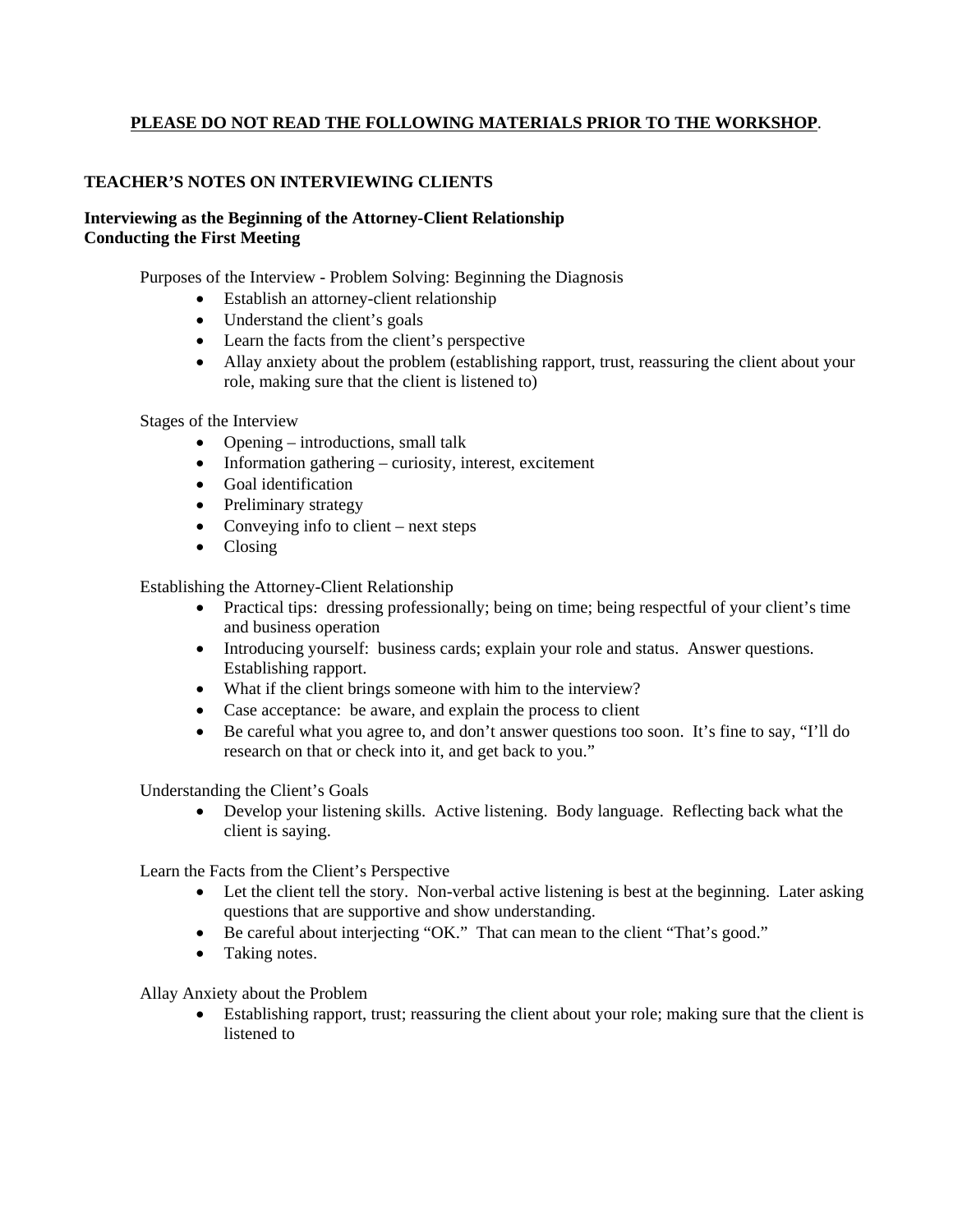**<u>PLEASE DO NOT READ THE FOLLOWING MATERIALS PRIOR TO THE WORKSHOP</u>**.

**TEACHER'S NOTES ON INTERVIEWING CLIENTS**

**Interviewing as the Beginning of the Attorney-Client Relationship**
**Conducting the First Meeting**

Purposes of the Interview - Problem Solving: Beginning the Diagnosis

- Establish an attorney-client relationship
- Understand the client's goals
- Learn the facts from the client's perspective
- Allay anxiety about the problem (establishing rapport, trust, reassuring the client about your role, making sure that the client is listened to)

Stages of the Interview

- Opening – introductions, small talk
- Information gathering – curiosity, interest, excitement
- Goal identification
- Preliminary strategy
- Conveying info to client – next steps
- Closing

Establishing the Attorney-Client Relationship

- Practical tips: dressing professionally; being on time; being respectful of your client's time and business operation
- Introducing yourself: business cards; explain your role and status. Answer questions. Establishing rapport.
- What if the client brings someone with him to the interview?
- Case acceptance: be aware, and explain the process to client
- Be careful what you agree to, and don't answer questions too soon. It's fine to say, "I'll do research on that or check into it, and get back to you."

Understanding the Client's Goals

- Develop your listening skills. Active listening. Body language. Reflecting back what the client is saying.

Learn the Facts from the Client's Perspective

- Let the client tell the story. Non-verbal active listening is best at the beginning. Later asking questions that are supportive and show understanding.
- Be careful about interjecting "OK." That can mean to the client "That's good."
- Taking notes.

Allay Anxiety about the Problem

- Establishing rapport, trust; reassuring the client about your role; making sure that the client is listened to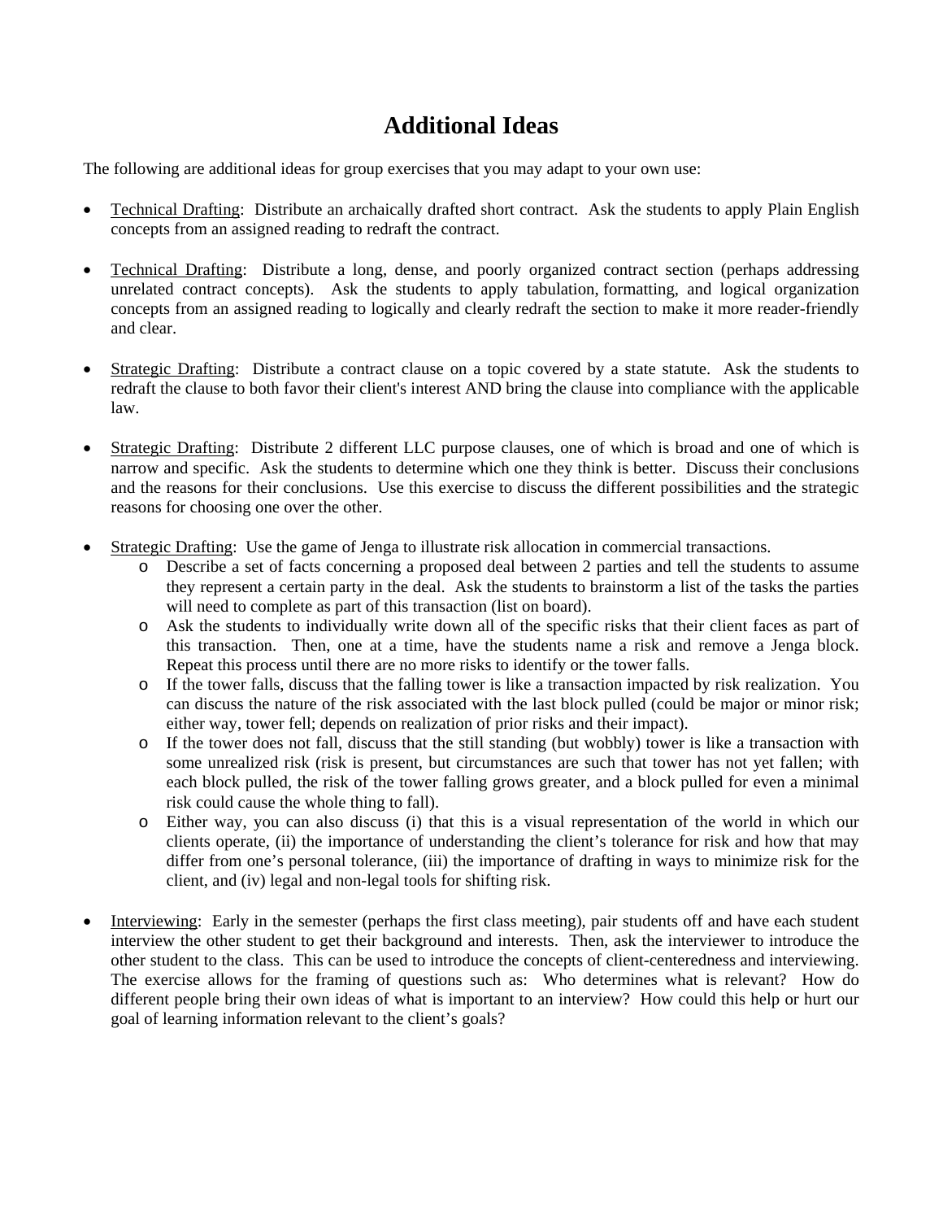# Additional Ideas

The following are additional ideas for group exercises that you may adapt to your own use:

- <u>Technical Drafting</u>: Distribute an archaically drafted short contract. Ask the students to apply Plain English concepts from an assigned reading to redraft the contract.

- <u>Technical Drafting</u>: Distribute a long, dense, and poorly organized contract section (perhaps addressing unrelated contract concepts). Ask the students to apply tabulation, formatting, and logical organization concepts from an assigned reading to logically and clearly redraft the section to make it more reader-friendly and clear.

- <u>Strategic Drafting</u>: Distribute a contract clause on a topic covered by a state statute. Ask the students to redraft the clause to both favor their client's interest AND bring the clause into compliance with the applicable law.

- <u>Strategic Drafting</u>: Distribute 2 different LLC purpose clauses, one of which is broad and one of which is narrow and specific. Ask the students to determine which one they think is better. Discuss their conclusions and the reasons for their conclusions. Use this exercise to discuss the different possibilities and the strategic reasons for choosing one over the other.

- <u>Strategic Drafting</u>: Use the game of Jenga to illustrate risk allocation in commercial transactions.
  - Describe a set of facts concerning a proposed deal between 2 parties and tell the students to assume they represent a certain party in the deal. Ask the students to brainstorm a list of the tasks the parties will need to complete as part of this transaction (list on board).
  - Ask the students to individually write down all of the specific risks that their client faces as part of this transaction. Then, one at a time, have the students name a risk and remove a Jenga block. Repeat this process until there are no more risks to identify or the tower falls.
  - If the tower falls, discuss that the falling tower is like a transaction impacted by risk realization. You can discuss the nature of the risk associated with the last block pulled (could be major or minor risk; either way, tower fell; depends on realization of prior risks and their impact).
  - If the tower does not fall, discuss that the still standing (but wobbly) tower is like a transaction with some unrealized risk (risk is present, but circumstances are such that tower has not yet fallen; with each block pulled, the risk of the tower falling grows greater, and a block pulled for even a minimal risk could cause the whole thing to fall).
  - Either way, you can also discuss (i) that this is a visual representation of the world in which our clients operate, (ii) the importance of understanding the client's tolerance for risk and how that may differ from one's personal tolerance, (iii) the importance of drafting in ways to minimize risk for the client, and (iv) legal and non-legal tools for shifting risk.

- <u>Interviewing</u>: Early in the semester (perhaps the first class meeting), pair students off and have each student interview the other student to get their background and interests. Then, ask the interviewer to introduce the other student to the class. This can be used to introduce the concepts of client-centeredness and interviewing. The exercise allows for the framing of questions such as: Who determines what is relevant? How do different people bring their own ideas of what is important to an interview? How could this help or hurt our goal of learning information relevant to the client's goals?